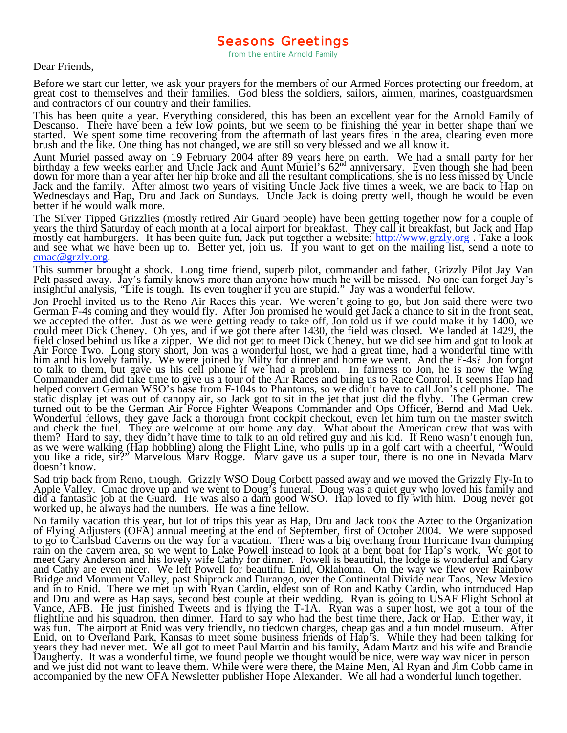# Seasons Greetings

from the entire Arnold Family

Dear Friends,

Before we start our letter, we ask your prayers for the members of our Armed Forces protecting our freedom, at great cost to themselves and their families. God bless the soldiers, sailors, airmen, marines, coastguardsmen and contractors of our country and their families.

This has been quite a year. Everything considered, this has been an excellent year for the Arnold Family of Descanso. There have been a few low points, but we seem to be finishing the year in better shape than we started. We spent some time recovering from the aftermath of last years fires in the area, clearing even more brush and the like. One thing has not changed, we are still so very blessed and we all know it.

Aunt Muriel passed away on 19 February 2004 after 89 years here on earth. We had a small party for her birthday a few weeks earlier and Uncle Jack and Aunt Muriel's 62nd anniversary. Even though she had been down for more than a year after her hip broke and all the resultant complications, she is no less missed by Uncle Jack and the family. After almost two years of visiting Uncle Jack five times a week, we are back to Hap on Wednesdays and Hap, Dru and Jack on Sundays. Uncle Jack is doing pretty well, though he would be even better if he would walk more.

The Silver Tipped Grizzlies (mostly retired Air Guard people) have been getting together now for a couple of years the third Saturday of each month at a local airport for breakfast. They call it breakfast, but Jack and Hap mostly eat hamburgers. It has been quite fun, Jack put together a website: http://www.grzly.org . Take a look and see what we have been up to. Better yet, join us. If you want to get on the mailing list, send a note to cmac@grzly.org.

This summer brought a shock. Long time friend, superb pilot, commander and father, Grizzly Pilot Jay Van Pelt passed away. Jay's family knows more than anyone how much he will be missed. No one can forget Jay's insightful analysis, "Life is tough. Its even tougher if you are stupid." Jay was a wonderful fellow.

Jon Proehl invited us to the Reno Air Races this year. We weren't going to go, but Jon said there were two German F-4s coming and they would fly. After Jon promised he would get Jack a chance to sit in the front seat, we accepted the offer. Just as we were getting ready to take off, Jon told us if we could make it by 1400, we could meet Dick Cheney. Oh yes, and if we got there after 1430, the field was closed. We landed at 1429, the field closed behind us like a zipper. We did not get to meet Dick Cheney, but we did see him and got to look at Air Force Two. Long story short, Jon was a wonderful host, we had a great time, had a wonderful time with him and his lovely family. We were joined by Milty for dinner and home we went. And the F-4s? Jon forgot to talk to them, but gave us his cell phone if we had a problem. In fairness to Jon, he is now the Wing Commander and did take time to give us a tour of the Air Races and bring us to Race Control. It seems Hap had helped convert German WSO's base from F-104s to Phantoms, so we didn't have to call Jon's cell phone. The static display jet was out of canopy air, so Jack got to sit in the jet that just did the flyby. The German crew turned out to be the German Air Force Fighter Weapons Commander and Ops Officer, Bernd and Mad Uek. Wonderful fellows, they gave Jack a thorough front cockpit checkout, even let him turn on the master switch and check the fuel. They are welcome at our home any day. What about the American crew that was with them? Hard to say, they didn't have time to talk to an old retired guy and his kid. If Reno wasn't enough fun, as we were walking (Hap hobbling) along the Flight Line, who pulls up in a golf cart with a cheerful, "Would you like a ride, sir?" Marvelous Marv Rogge. Marv gave us a super tour, there is no one in Nevada Marv doesn't know.

Sad trip back from Reno, though. Grizzly WSO Doug Corbett passed away and we moved the Grizzly Fly-In to Apple Valley. Cmac drove up and we went to Doug's funeral. Doug was a quiet guy who loved his family and did a fantastic job at the Guard. He was also a darn good WSO. Hap loved to fly with him. Doug never got worked up, he always had the numbers. He was a fine fellow.

No family vacation this year, but lot of trips this year as Hap, Dru and Jack took the Aztec to the Organization of Flying Adjusters (OFA) annual meeting at the end of September, first of October 2004. We were supposed to go to Carlsbad Caverns on the way for a vacation. There was a big overhang from Hurricane Ivan dumping rain on the cavern area, so we went to Lake Powell instead to look at a bent boat for Hap's work. We got to meet Gary Anderson and his lovely wife Cathy for dinner. Powell is beautiful, the lodge is wonderful and Gary and Cathy are even nicer. We left Powell for beautiful Enid, Oklahoma. On the way we flew over Rainbow Bridge and Monument Valley, past Shiprock and Durango, over the Continental Divide near Taos, New Mexico and in to Enid. There we met up with Ryan Cardin, eldest son of Ron and Kathy Cardin, who introduced Hap and Dru and were as Hap says, second best couple at their wedding. Ryan is going to USAF Flight School at Vance, AFB. He just finished Tweets and is flying the T-1A. Ryan was a super host, we got a tour of the flightline and his squadron, then dinner. Hard to say who had the best time there, Jack or Hap. Either way, it was fun. The airport at Enid was very friendly, no tiedown charges, cheap gas and a fun model museum. After Enid, on to Overland Park, Kansas to meet some business friends of Hap's. While they had been talking for years they had never met. We all got to meet Paul Martin and his family, Adam Martz and his wife and Brandie Daugherty. It was a wonderful time, we found people we thought would be nice, were way way nicer in person and we just did not want to leave them. While were were there, the Maine Men, Al Ryan and Jim Cobb came in accompanied by the new OFA Newsletter publisher Hope Alexander. We all had a wonderful lunch together.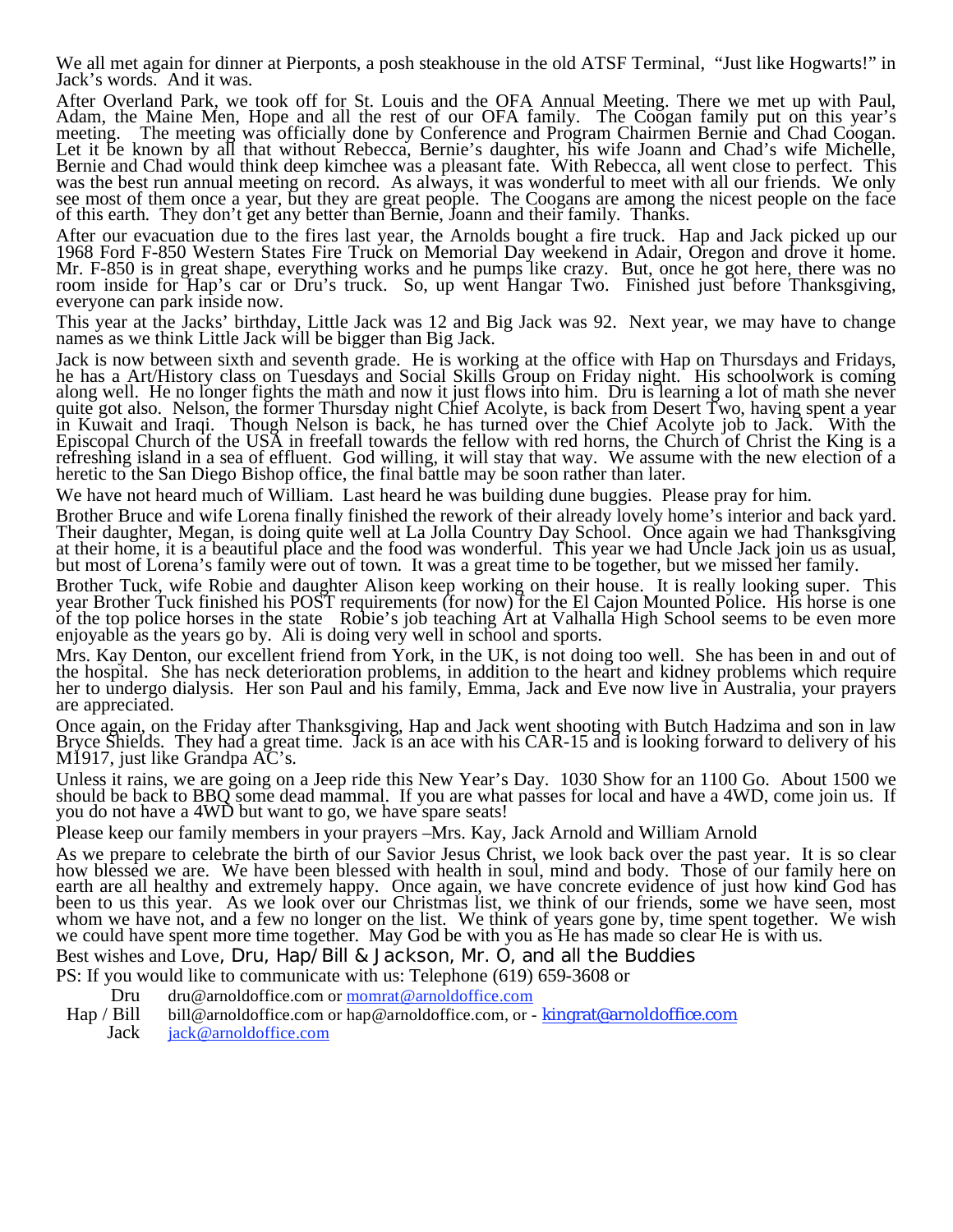We all met again for dinner at Pierponts, a posh steakhouse in the old ATSF Terminal, "Just like Hogwarts!" in Jack's words. And it was.

After Overland Park, we took off for St. Louis and the OFA Annual Meeting. There we met up with Paul, Adam, the Maine Men, Hope and all the rest of our OFA family. The Coogan family put on this year's meeting. The meeting was officially done by Conference and Program Chairmen Bernie and Chad Coogan. Let it be known by all that without Rebecca, Bernie's daughter, his wife Joann and Chad's wife Michelle, Bernie and Chad would think deep kimchee was a pleasant fate. With Rebecca, all went close to perfect. This was the best run annual meeting on record. As always, it was wonderful to meet with all our friends. We only see most of them once a year, but they are great people. The Coogans are among the nicest people on the face of this earth. They don't get any better than Bernie, Joann and their family. Thanks.

After our evacuation due to the fires last year, the Arnolds bought a fire truck. Hap and Jack picked up our 1968 Ford F-850 Western States Fire Truck on Memorial Day weekend in Adair, Oregon and drove it home. Mr. F-850 is in great shape, everything works and he pumps like crazy. But, once he got here, there was no room inside for Hap's car or Dru's truck. So, up went Hangar Two. Finished just before Thanksgiving, everyone can park inside now.

This year at the Jacks' birthday, Little Jack was 12 and Big Jack was 92. Next year, we may have to change names as we think Little Jack will be bigger than Big Jack.

Jack is now between sixth and seventh grade. He is working at the office with Hap on Thursdays and Fridays, he has a Art/History class on Tuesdays and Social Skills Group on Friday night. His schoolwork is coming along well. He no longer fights the math and now it just flows into him. Dru is learning a lot of math she never quite got also. Nelson, the former Thursday night Chief Acolyte, is back from Desert Two, having spent a year in Kuwait and Iraqi. Though Nelson is back, he has turned over the Chief Acolyte job to Jack. With the Episcopal Church of the USA in freefall towards the fellow with red horns, the Church of Christ the King is a refreshing island in a sea of effluent. God willing, it will stay that way. We assume with the new election of a heretic to the San Diego Bishop office, the final battle may be soon rather than later.

We have not heard much of William. Last heard he was building dune buggies. Please pray for him.

Brother Bruce and wife Lorena finally finished the rework of their already lovely home's interior and back yard. Their daughter, Megan, is doing quite well at La Jolla Country Day School. Once again we had Thanksgiving at their home, it is a beautiful place and the food was wonderful. This year we had Uncle Jack join us as usual, but most of Lorena's family were out of town. It was a great time to be together, but we missed her family.

Brother Tuck, wife Robie and daughter Alison keep working on their house. It is really looking super. This year Brother Tuck finished his POST requirements (for now) for the El Cajon Mounted Police. His horse is one of the top police horses in the state Robie's job teaching Art at Valhalla High School seems to be even more enjoyable as the years go by. Ali is doing very well in school and sports.

Mrs. Kay Denton, our excellent friend from York, in the UK, is not doing too well. She has been in and out of the hospital. She has neck deterioration problems, in addition to the heart and kidney problems which require her to undergo dialysis. Her son Paul and his family, Emma, Jack and Eve now live in Australia, your prayers are appreciated.

Once again, on the Friday after Thanksgiving, Hap and Jack went shooting with Butch Hadzima and son in law Bryce Shields. They had a great time. Jack is an ace with his CAR-15 and is looking forward to delivery of his M1917, just like Grandpa AC's.

Unless it rains, we are going on a Jeep ride this New Year's Day. 1030 Show for an 1100 Go. About 1500 we should be back to BBQ some dead mammal. If you are what passes for local and have a 4WD, come join us. If you do not have a 4WD but want to go, we have spare seats!

Please keep our family members in your prayers –Mrs. Kay, Jack Arnold and William Arnold

As we prepare to celebrate the birth of our Savior Jesus Christ, we look back over the past year. It is so clear how blessed we are. We have been blessed with health in soul, mind and body. Those of our family here on earth are all healthy and extremely happy. Once again, we have concrete evidence of just how kind God has been to us this year. As we look over our Christmas list, we think of our friends, some we have seen, most whom we have not, and a few no longer on the list. We think of years gone by, time spent together. We wish we could have spent more time together. May God be with you as He has made so clear He is with us.

Best wishes and Love, Dru, Hap/Bill & Jackson, Mr. O, and all the Buddies

PS: If you would like to communicate with us: Telephone (619) 659-3608 or

| | |
|---|---|
| Dru | dru@arnoldoffice.com or momrat@arnoldoffice.com |
| Hap / Bill | bill@arnoldoffice.com or hap@arnoldoffice.com, or - kingrat@arnoldoffice.com |
| Jack | jack@arnoldoffice.com |